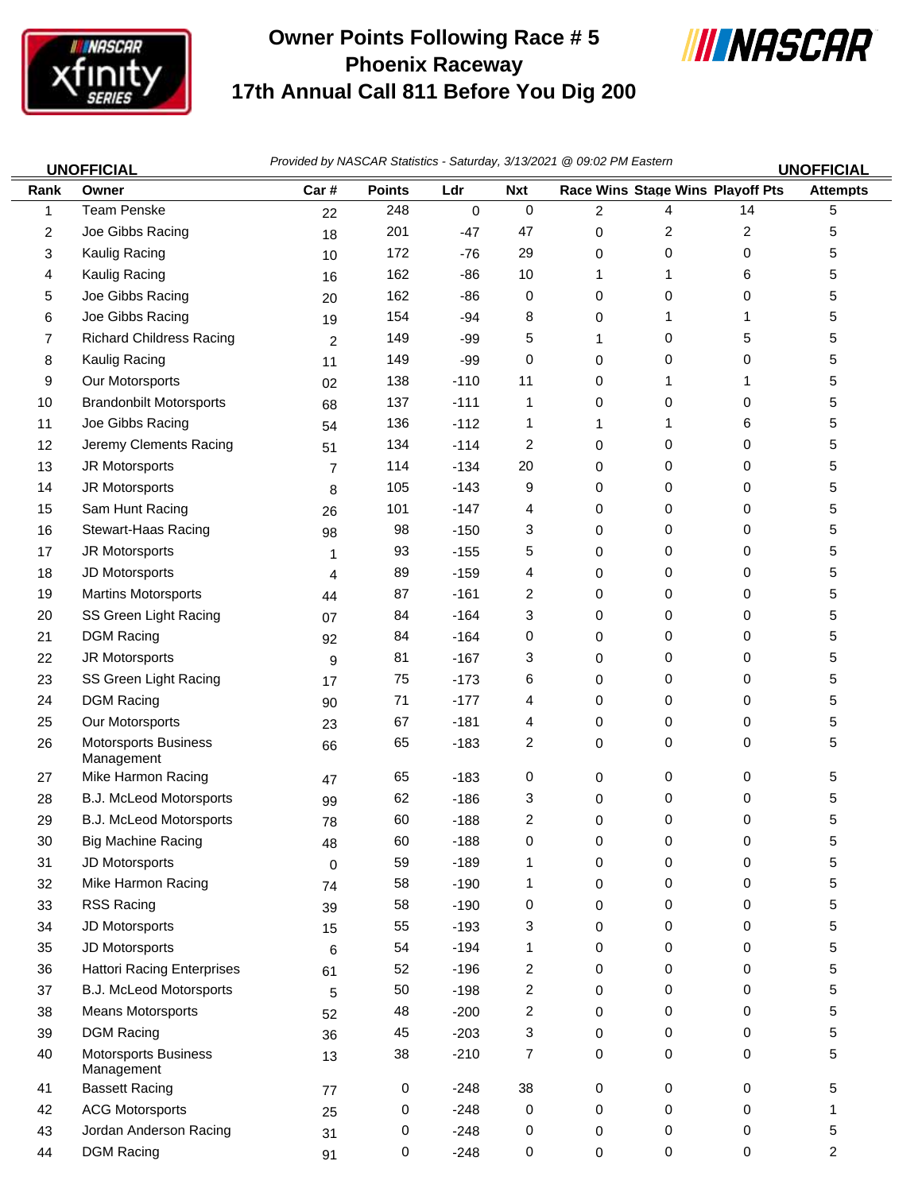# Owner Points Following Race # 5
## Phoenix Raceway
## 17th Annual Call 811 Before You Dig 200

**UNOFFICIAL** *Provided by NASCAR Statistics - Saturday, 3/13/2021 @ 09:02 PM Eastern* **UNOFFICIAL**

| Rank | Owner | Car # | Points | Ldr | Nxt | Race Wins | Stage Wins | Playoff Pts | Attempts |
|---|---|---|---|---|---|---|---|---|---|
| 1 | Team Penske | 22 | 248 | 0 | 0 | 2 | 4 | 14 | 5 |
| 2 | Joe Gibbs Racing | 18 | 201 | -47 | 47 | 0 | 2 | 2 | 5 |
| 3 | Kaulig Racing | 10 | 172 | -76 | 29 | 0 | 0 | 0 | 5 |
| 4 | Kaulig Racing | 16 | 162 | -86 | 10 | 1 | 1 | 6 | 5 |
| 5 | Joe Gibbs Racing | 20 | 162 | -86 | 0 | 0 | 0 | 0 | 5 |
| 6 | Joe Gibbs Racing | 19 | 154 | -94 | 8 | 0 | 1 | 1 | 5 |
| 7 | Richard Childress Racing | 2 | 149 | -99 | 5 | 1 | 0 | 5 | 5 |
| 8 | Kaulig Racing | 11 | 149 | -99 | 0 | 0 | 0 | 0 | 5 |
| 9 | Our Motorsports | 02 | 138 | -110 | 11 | 0 | 1 | 1 | 5 |
| 10 | Brandonbilt Motorsports | 68 | 137 | -111 | 1 | 0 | 0 | 0 | 5 |
| 11 | Joe Gibbs Racing | 54 | 136 | -112 | 1 | 1 | 1 | 6 | 5 |
| 12 | Jeremy Clements Racing | 51 | 134 | -114 | 2 | 0 | 0 | 0 | 5 |
| 13 | JR Motorsports | 7 | 114 | -134 | 20 | 0 | 0 | 0 | 5 |
| 14 | JR Motorsports | 8 | 105 | -143 | 9 | 0 | 0 | 0 | 5 |
| 15 | Sam Hunt Racing | 26 | 101 | -147 | 4 | 0 | 0 | 0 | 5 |
| 16 | Stewart-Haas Racing | 98 | 98 | -150 | 3 | 0 | 0 | 0 | 5 |
| 17 | JR Motorsports | 1 | 93 | -155 | 5 | 0 | 0 | 0 | 5 |
| 18 | JD Motorsports | 4 | 89 | -159 | 4 | 0 | 0 | 0 | 5 |
| 19 | Martins Motorsports | 44 | 87 | -161 | 2 | 0 | 0 | 0 | 5 |
| 20 | SS Green Light Racing | 07 | 84 | -164 | 3 | 0 | 0 | 0 | 5 |
| 21 | DGM Racing | 92 | 84 | -164 | 0 | 0 | 0 | 0 | 5 |
| 22 | JR Motorsports | 9 | 81 | -167 | 3 | 0 | 0 | 0 | 5 |
| 23 | SS Green Light Racing | 17 | 75 | -173 | 6 | 0 | 0 | 0 | 5 |
| 24 | DGM Racing | 90 | 71 | -177 | 4 | 0 | 0 | 0 | 5 |
| 25 | Our Motorsports | 23 | 67 | -181 | 4 | 0 | 0 | 0 | 5 |
| 26 | Motorsports Business Management | 66 | 65 | -183 | 2 | 0 | 0 | 0 | 5 |
| 27 | Mike Harmon Racing | 47 | 65 | -183 | 0 | 0 | 0 | 0 | 5 |
| 28 | B.J. McLeod Motorsports | 99 | 62 | -186 | 3 | 0 | 0 | 0 | 5 |
| 29 | B.J. McLeod Motorsports | 78 | 60 | -188 | 2 | 0 | 0 | 0 | 5 |
| 30 | Big Machine Racing | 48 | 60 | -188 | 0 | 0 | 0 | 0 | 5 |
| 31 | JD Motorsports | 0 | 59 | -189 | 1 | 0 | 0 | 0 | 5 |
| 32 | Mike Harmon Racing | 74 | 58 | -190 | 1 | 0 | 0 | 0 | 5 |
| 33 | RSS Racing | 39 | 58 | -190 | 0 | 0 | 0 | 0 | 5 |
| 34 | JD Motorsports | 15 | 55 | -193 | 3 | 0 | 0 | 0 | 5 |
| 35 | JD Motorsports | 6 | 54 | -194 | 1 | 0 | 0 | 0 | 5 |
| 36 | Hattori Racing Enterprises | 61 | 52 | -196 | 2 | 0 | 0 | 0 | 5 |
| 37 | B.J. McLeod Motorsports | 5 | 50 | -198 | 2 | 0 | 0 | 0 | 5 |
| 38 | Means Motorsports | 52 | 48 | -200 | 2 | 0 | 0 | 0 | 5 |
| 39 | DGM Racing | 36 | 45 | -203 | 3 | 0 | 0 | 0 | 5 |
| 40 | Motorsports Business Management | 13 | 38 | -210 | 7 | 0 | 0 | 0 | 5 |
| 41 | Bassett Racing | 77 | 0 | -248 | 38 | 0 | 0 | 0 | 5 |
| 42 | ACG Motorsports | 25 | 0 | -248 | 0 | 0 | 0 | 0 | 1 |
| 43 | Jordan Anderson Racing | 31 | 0 | -248 | 0 | 0 | 0 | 0 | 5 |
| 44 | DGM Racing | 91 | 0 | -248 | 0 | 0 | 0 | 0 | 2 |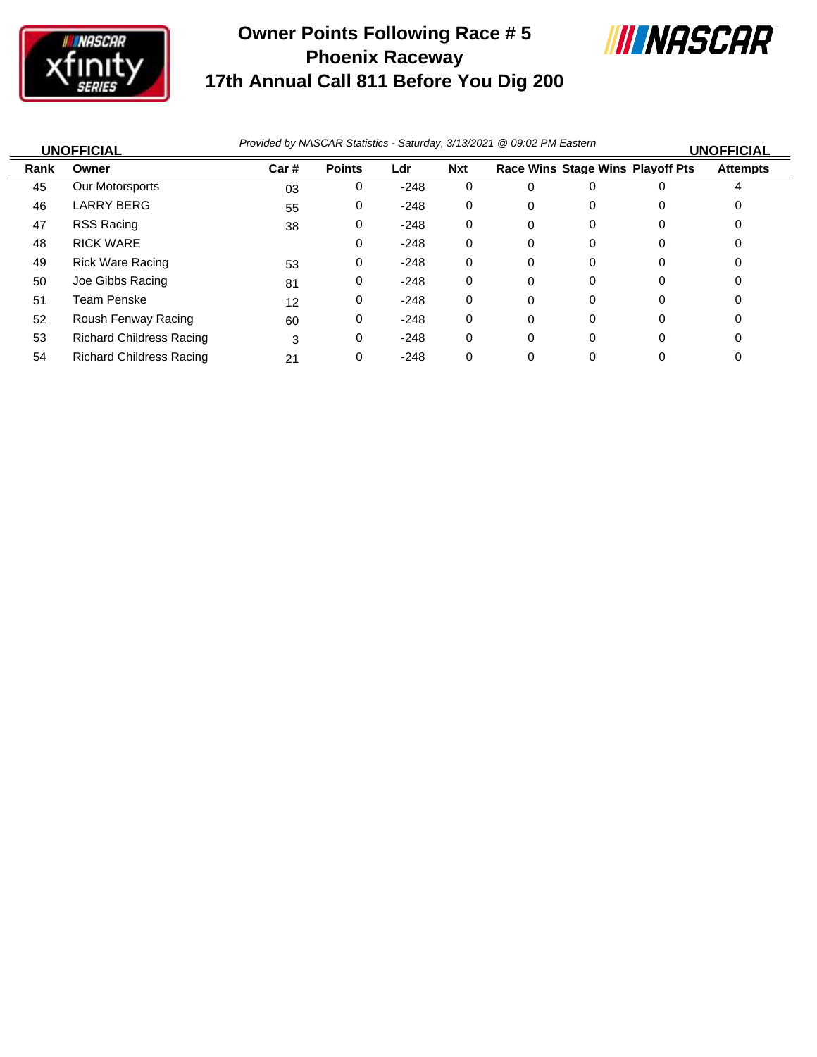# Owner Points Following Race # 5
## Phoenix Raceway
## 17th Annual Call 811 Before You Dig 200

**UNOFFICIAL** *Provided by NASCAR Statistics - Saturday, 3/13/2021 @ 09:02 PM Eastern* **UNOFFICIAL**

| Rank | Owner | Car # | Points | Ldr | Nxt | Race Wins | Stage Wins | Playoff Pts | Attempts |
|---|---|---|---|---|---|---|---|---|---|
| 45 | Our Motorsports | 03 | 0 | -248 | 0 | 0 | 0 | 0 | 4 |
| 46 | LARRY BERG | 55 | 0 | -248 | 0 | 0 | 0 | 0 | 0 |
| 47 | RSS Racing | 38 | 0 | -248 | 0 | 0 | 0 | 0 | 0 |
| 48 | RICK WARE | | 0 | -248 | 0 | 0 | 0 | 0 | 0 |
| 49 | Rick Ware Racing | 53 | 0 | -248 | 0 | 0 | 0 | 0 | 0 |
| 50 | Joe Gibbs Racing | 81 | 0 | -248 | 0 | 0 | 0 | 0 | 0 |
| 51 | Team Penske | 12 | 0 | -248 | 0 | 0 | 0 | 0 | 0 |
| 52 | Roush Fenway Racing | 60 | 0 | -248 | 0 | 0 | 0 | 0 | 0 |
| 53 | Richard Childress Racing | 3 | 0 | -248 | 0 | 0 | 0 | 0 | 0 |
| 54 | Richard Childress Racing | 21 | 0 | -248 | 0 | 0 | 0 | 0 | 0 |